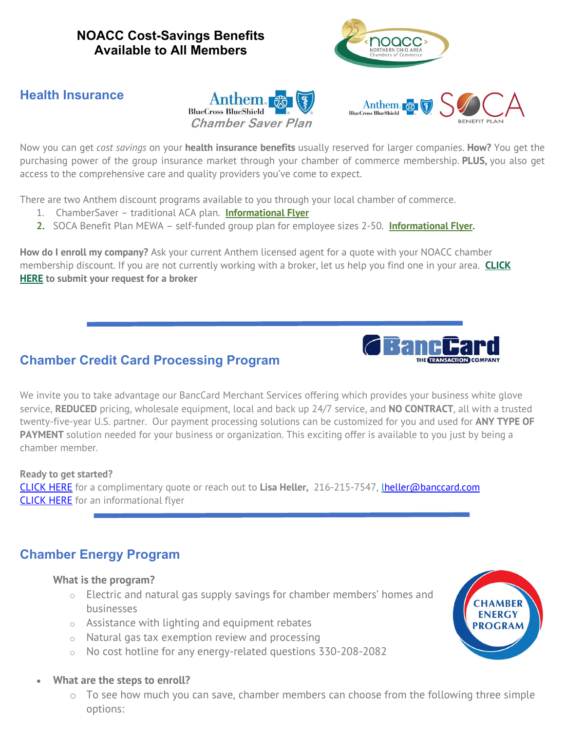# NOACC Cost-Savings Benefits Available to All Members

## Health Insurance

Anthem BlueCross BlueShield Chamber Saver Plan

Now you can get *cost savings* on your **health insurance benefits** usually reserved for larger companies. **How?** You get the purchasing power of the group insurance market through your chamber of commerce membership. **PLUS,** you also get access to the comprehensive care and quality providers you've come to expect.

There are two Anthem discount programs available to you through your local chamber of commerce.

1. ChamberSaver – traditional ACA plan. **Informational Flyer**
2. SOCA Benefit Plan MEWA – self-funded group plan for employee sizes 2-50. **Informational Flyer**.

**How do I enroll my company?** Ask your current Anthem licensed agent for a quote with your NOACC chamber membership discount. If you are not currently working with a broker, let us help you find one in your area. **CLICK HERE to submit your request for a broker**

## Chamber Credit Card Processing Program

We invite you to take advantage our BancCard Merchant Services offering which provides your business white glove service, **REDUCED** pricing, wholesale equipment, local and back up 24/7 service, and **NO CONTRACT**, all with a trusted twenty-five-year U.S. partner. Our payment processing solutions can be customized for you and used for **ANY TYPE OF PAYMENT** solution needed for your business or organization. This exciting offer is available to you just by being a chamber member.

**Ready to get started?**
CLICK HERE for a complimentary quote or reach out to **Lisa Heller,** 216-215-7547, lheller@banccard.com
CLICK HERE for an informational flyer

## Chamber Energy Program

**What is the program?**

- Electric and natural gas supply savings for chamber members' homes and businesses
- Assistance with lighting and equipment rebates
- Natural gas tax exemption review and processing
- No cost hotline for any energy-related questions 330-208-2082

- **What are the steps to enroll?**
  - To see how much you can save, chamber members can choose from the following three simple options: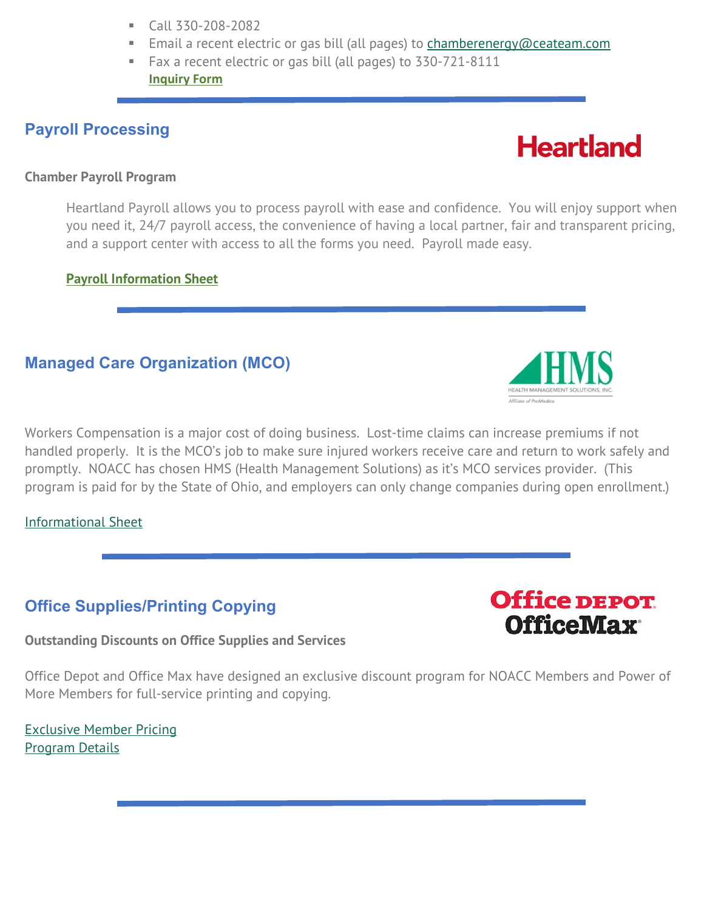- Call 330-208-2082
- Email a recent electric or gas bill (all pages) to chamberenergy@ceateam.com
- Fax a recent electric or gas bill (all pages) to 330-721-8111

  **Inquiry Form**

## Payroll Processing

Heartland

**Chamber Payroll Program**

Heartland Payroll allows you to process payroll with ease and confidence. You will enjoy support when you need it, 24/7 payroll access, the convenience of having a local partner, fair and transparent pricing, and a support center with access to all the forms you need. Payroll made easy.

**Payroll Information Sheet**

## Managed Care Organization (MCO)

HMS
HEALTH MANAGEMENT SOLUTIONS, INC.
Affiliate of ProMedica

Workers Compensation is a major cost of doing business. Lost-time claims can increase premiums if not handled properly. It is the MCO's job to make sure injured workers receive care and return to work safely and promptly. NOACC has chosen HMS (Health Management Solutions) as it's MCO services provider. (This program is paid for by the State of Ohio, and employers can only change companies during open enrollment.)

Informational Sheet

## Office Supplies/Printing Copying

Office DEPOT
OfficeMax

**Outstanding Discounts on Office Supplies and Services**

Office Depot and Office Max have designed an exclusive discount program for NOACC Members and Power of More Members for full-service printing and copying.

Exclusive Member Pricing
Program Details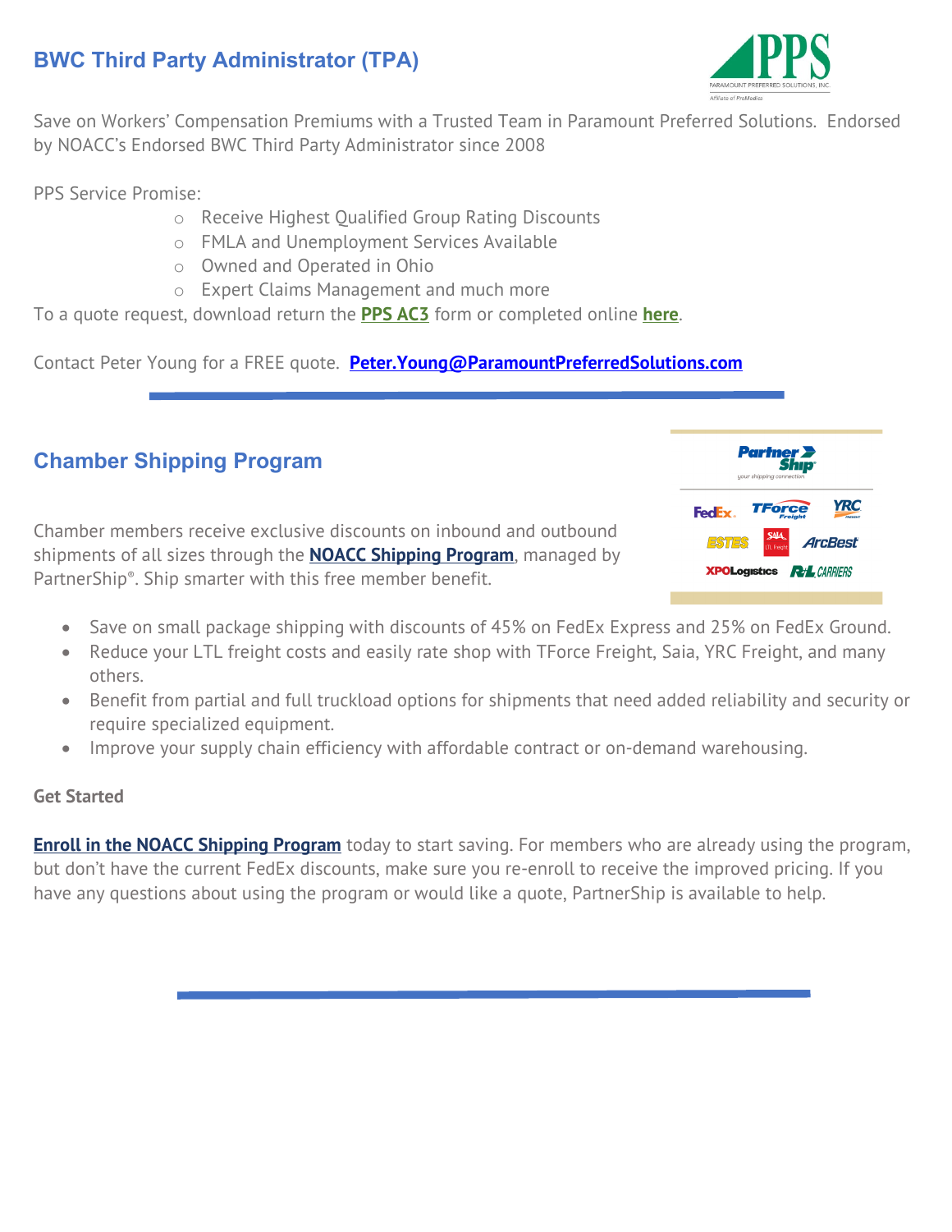## BWC Third Party Administrator (TPA)

Save on Workers' Compensation Premiums with a Trusted Team in Paramount Preferred Solutions. Endorsed by NOACC's Endorsed BWC Third Party Administrator since 2008

PPS Service Promise:

- Receive Highest Qualified Group Rating Discounts
- FMLA and Unemployment Services Available
- Owned and Operated in Ohio
- Expert Claims Management and much more

To a quote request, download return the **PPS AC3** form or completed online **here**.

Contact Peter Young for a FREE quote. **Peter.Young@ParamountPreferredSolutions.com**

---

## Chamber Shipping Program

Chamber members receive exclusive discounts on inbound and outbound shipments of all sizes through the **NOACC Shipping Program**, managed by PartnerShip®. Ship smarter with this free member benefit.

- Save on small package shipping with discounts of 45% on FedEx Express and 25% on FedEx Ground.
- Reduce your LTL freight costs and easily rate shop with TForce Freight, Saia, YRC Freight, and many others.
- Benefit from partial and full truckload options for shipments that need added reliability and security or require specialized equipment.
- Improve your supply chain efficiency with affordable contract or on-demand warehousing.

**Get Started**

**Enroll in the NOACC Shipping Program** today to start saving. For members who are already using the program, but don't have the current FedEx discounts, make sure you re-enroll to receive the improved pricing. If you have any questions about using the program or would like a quote, PartnerShip is available to help.

---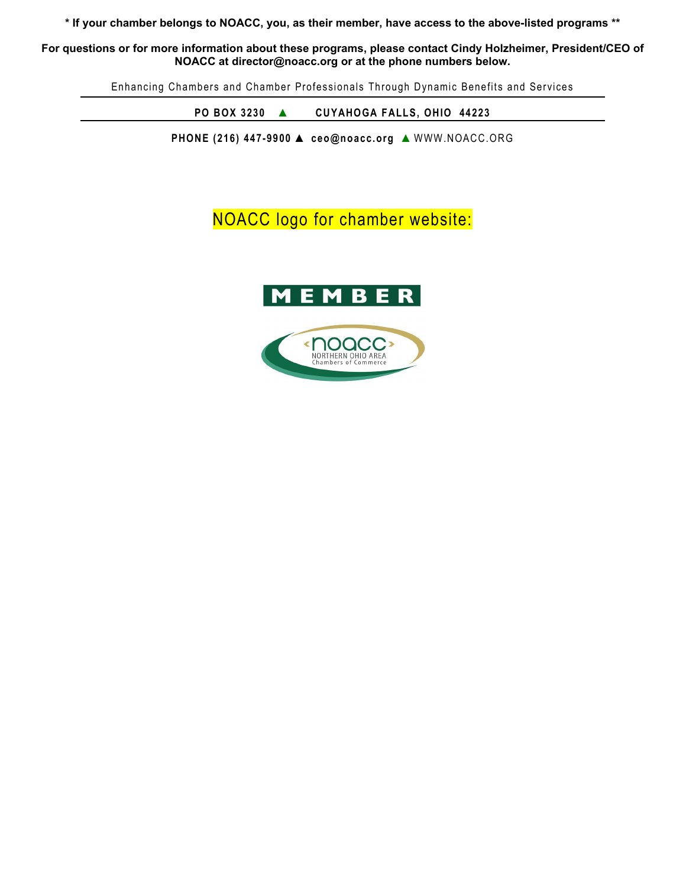**\* If your chamber belongs to NOACC, you, as their member, have access to the above-listed programs \*\***

**For questions or for more information about these programs, please contact Cindy Holzheimer, President/CEO of NOACC at director@noacc.org or at the phone numbers below.**

Enhancing Chambers and Chamber Professionals Through Dynamic Benefits and Services

**PO BOX 3230 ▲ CUYAHOGA FALLS, OHIO 44223**

**PHONE (216) 447-9900 ▲ ceo@noacc.org** ▲ WWW.NOACC.ORG

NOACC logo for chamber website:

MEMBER

noacc
NORTHERN OHIO AREA
Chambers of Commerce